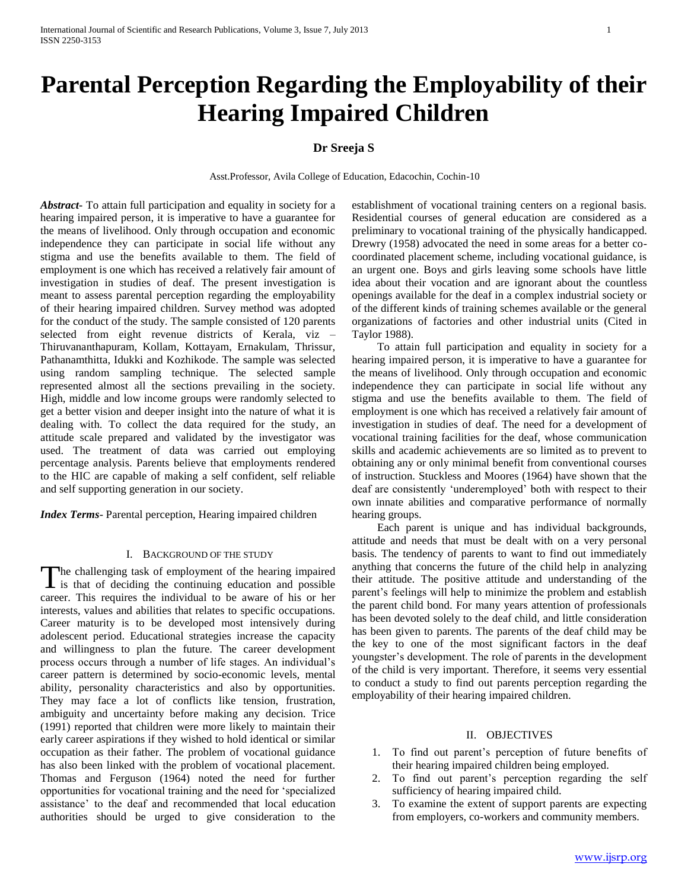# Parental Perception Regarding the Employability of their Hearing Impaired Children

**Dr Sreeja S**

Asst.Professor, Avila College of Education, Edacochin, Cochin-10

***Abstract***- To attain full participation and equality in society for a hearing impaired person, it is imperative to have a guarantee for the means of livelihood. Only through occupation and economic independence they can participate in social life without any stigma and use the benefits available to them. The field of employment is one which has received a relatively fair amount of investigation in studies of deaf. The present investigation is meant to assess parental perception regarding the employability of their hearing impaired children. Survey method was adopted for the conduct of the study. The sample consisted of 120 parents selected from eight revenue districts of Kerala, viz – Thiruvananthapuram, Kollam, Kottayam, Ernakulam, Thrissur, Pathanamthitta, Idukki and Kozhikode. The sample was selected using random sampling technique. The selected sample represented almost all the sections prevailing in the society. High, middle and low income groups were randomly selected to get a better vision and deeper insight into the nature of what it is dealing with. To collect the data required for the study, an attitude scale prepared and validated by the investigator was used. The treatment of data was carried out employing percentage analysis. Parents believe that employments rendered to the HIC are capable of making a self confident, self reliable and self supporting generation in our society.

***Index Terms***- Parental perception, Hearing impaired children

## I. Background of the Study

The challenging task of employment of the hearing impaired is that of deciding the continuing education and possible career. This requires the individual to be aware of his or her interests, values and abilities that relates to specific occupations. Career maturity is to be developed most intensively during adolescent period. Educational strategies increase the capacity and willingness to plan the future. The career development process occurs through a number of life stages. An individual's career pattern is determined by socio-economic levels, mental ability, personality characteristics and also by opportunities. They may face a lot of conflicts like tension, frustration, ambiguity and uncertainty before making any decision. Trice (1991) reported that children were more likely to maintain their early career aspirations if they wished to hold identical or similar occupation as their father. The problem of vocational guidance has also been linked with the problem of vocational placement. Thomas and Ferguson (1964) noted the need for further opportunities for vocational training and the need for 'specialized assistance' to the deaf and recommended that local education authorities should be urged to give consideration to the establishment of vocational training centers on a regional basis. Residential courses of general education are considered as a preliminary to vocational training of the physically handicapped. Drewry (1958) advocated the need in some areas for a better co-coordinated placement scheme, including vocational guidance, is an urgent one. Boys and girls leaving some schools have little idea about their vocation and are ignorant about the countless openings available for the deaf in a complex industrial society or of the different kinds of training schemes available or the general organizations of factories and other industrial units (Cited in Taylor 1988).

To attain full participation and equality in society for a hearing impaired person, it is imperative to have a guarantee for the means of livelihood. Only through occupation and economic independence they can participate in social life without any stigma and use the benefits available to them. The field of employment is one which has received a relatively fair amount of investigation in studies of deaf. The need for a development of vocational training facilities for the deaf, whose communication skills and academic achievements are so limited as to prevent to obtaining any or only minimal benefit from conventional courses of instruction. Stuckless and Moores (1964) have shown that the deaf are consistently 'underemployed' both with respect to their own innate abilities and comparative performance of normally hearing groups.

Each parent is unique and has individual backgrounds, attitude and needs that must be dealt with on a very personal basis. The tendency of parents to want to find out immediately anything that concerns the future of the child help in analyzing their attitude. The positive attitude and understanding of the parent's feelings will help to minimize the problem and establish the parent child bond. For many years attention of professionals has been devoted solely to the deaf child, and little consideration has been given to parents. The parents of the deaf child may be the key to one of the most significant factors in the deaf youngster's development. The role of parents in the development of the child is very important. Therefore, it seems very essential to conduct a study to find out parents perception regarding the employability of their hearing impaired children.

## II. Objectives

1. To find out parent's perception of future benefits of their hearing impaired children being employed.
2. To find out parent's perception regarding the self sufficiency of hearing impaired child.
3. To examine the extent of support parents are expecting from employers, co-workers and community members.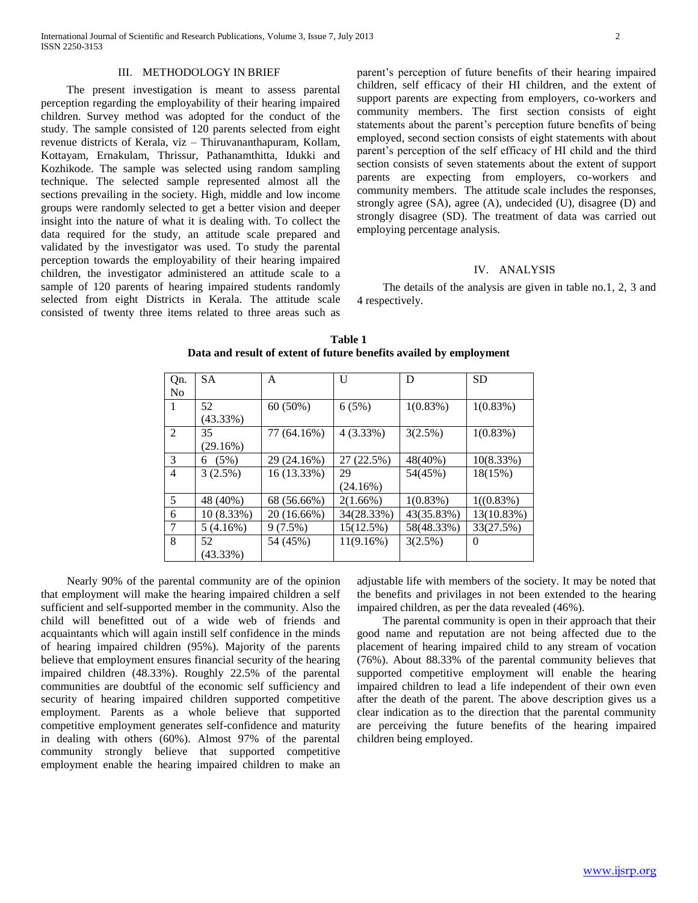## III. METHODOLOGY IN BRIEF

The present investigation is meant to assess parental perception regarding the employability of their hearing impaired children. Survey method was adopted for the conduct of the study. The sample consisted of 120 parents selected from eight revenue districts of Kerala, viz – Thiruvananthapuram, Kollam, Kottayam, Ernakulam, Thrissur, Pathanamthitta, Idukki and Kozhikode. The sample was selected using random sampling technique. The selected sample represented almost all the sections prevailing in the society. High, middle and low income groups were randomly selected to get a better vision and deeper insight into the nature of what it is dealing with. To collect the data required for the study, an attitude scale prepared and validated by the investigator was used. To study the parental perception towards the employability of their hearing impaired children, the investigator administered an attitude scale to a sample of 120 parents of hearing impaired students randomly selected from eight Districts in Kerala. The attitude scale consisted of twenty three items related to three areas such as parent's perception of future benefits of their hearing impaired children, self efficacy of their HI children, and the extent of support parents are expecting from employers, co-workers and community members. The first section consists of eight statements about the parent's perception future benefits of being employed, second section consists of eight statements with about parent's perception of the self efficacy of HI child and the third section consists of seven statements about the extent of support parents are expecting from employers, co-workers and community members. The attitude scale includes the responses, strongly agree (SA), agree (A), undecided (U), disagree (D) and strongly disagree (SD). The treatment of data was carried out employing percentage analysis.

## IV. ANALYSIS

The details of the analysis are given in table no.1, 2, 3 and 4 respectively.

**Table 1**
**Data and result of extent of future benefits availed by employment**

| Qn. No | SA | A | U | D | SD |
|---|---|---|---|---|---|
| 1 | 52 (43.33%) | 60 (50%) | 6 (5%) | 1(0.83%) | 1(0.83%) |
| 2 | 35 (29.16%) | 77 (64.16%) | 4 (3.33%) | 3(2.5%) | 1(0.83%) |
| 3 | 6 (5%) | 29 (24.16%) | 27 (22.5%) | 48(40%) | 10(8.33%) |
| 4 | 3 (2.5%) | 16 (13.33%) | 29 (24.16%) | 54(45%) | 18(15%) |
| 5 | 48 (40%) | 68 (56.66%) | 2(1.66%) | 1(0.83%) | 1((0.83%) |
| 6 | 10 (8.33%) | 20 (16.66%) | 34(28.33%) | 43(35.83%) | 13(10.83%) |
| 7 | 5 (4.16%) | 9 (7.5%) | 15(12.5%) | 58(48.33%) | 33(27.5%) |
| 8 | 52 (43.33%) | 54 (45%) | 11(9.16%) | 3(2.5%) | 0 |

Nearly 90% of the parental community are of the opinion that employment will make the hearing impaired children a self sufficient and self-supported member in the community. Also the child will benefitted out of a wide web of friends and acquaintants which will again instill self confidence in the minds of hearing impaired children (95%). Majority of the parents believe that employment ensures financial security of the hearing impaired children (48.33%). Roughly 22.5% of the parental communities are doubtful of the economic self sufficiency and security of hearing impaired children supported competitive employment. Parents as a whole believe that supported competitive employment generates self-confidence and maturity in dealing with others (60%). Almost 97% of the parental community strongly believe that supported competitive employment enable the hearing impaired children to make an adjustable life with members of the society. It may be noted that the benefits and privilages in not been extended to the hearing impaired children, as per the data revealed (46%).

The parental community is open in their approach that their good name and reputation are not being affected due to the placement of hearing impaired child to any stream of vocation (76%). About 88.33% of the parental community believes that supported competitive employment will enable the hearing impaired children to lead a life independent of their own even after the death of the parent. The above description gives us a clear indication as to the direction that the parental community are perceiving the future benefits of the hearing impaired children being employed.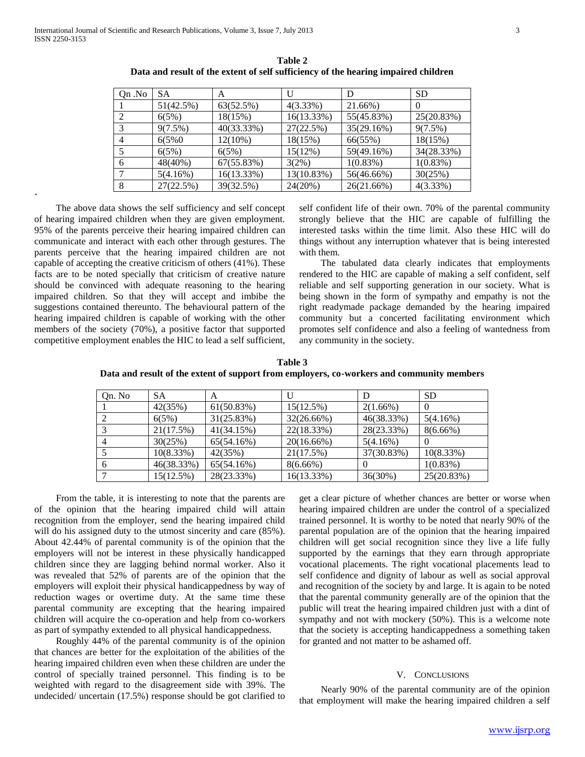**Table 2**
**Data and result of the extent of self sufficiency of the hearing impaired children**

| Qn .No | SA | A | U | D | SD |
|---|---|---|---|---|---|
| 1 | 51(42.5%) | 63(52.5%) | 4(3.33%) | 21.66%) | 0 |
| 2 | 6(5%) | 18(15%) | 16(13.33%) | 55(45.83%) | 25(20.83%) |
| 3 | 9(7.5%) | 40(33.33%) | 27(22.5%) | 35(29.16%) | 9(7.5%) |
| 4 | 6(5%0 | 12(10%) | 18(15%) | 66(55%) | 18(15%) |
| 5 | 6(5%) | 6(5%) | 15(12%) | 59(49.16%) | 34(28.33%) |
| 6 | 48(40%) | 67(55.83%) | 3(2%) | 1(0.83%) | 1(0.83%) |
| 7 | 5(4.16%) | 16(13.33%) | 13(10.83%) | 56(46.66%) | 30(25%) |
| 8 | 27(22.5%) | 39(32.5%) | 24(20%) | 26(21.66%) | 4(3.33%) |

The above data shows the self sufficiency and self concept of hearing impaired children when they are given employment. 95% of the parents perceive their hearing impaired children can communicate and interact with each other through gestures. The parents perceive that the hearing impaired children are not capable of accepting the creative criticism of others (41%). These facts are to be noted specially that criticism of creative nature should be convinced with adequate reasoning to the hearing impaired children. So that they will accept and imbibe the suggestions contained thereunto. The behavioural pattern of the hearing impaired children is capable of working with the other members of the society (70%), a positive factor that supported competitive employment enables the HIC to lead a self sufficient, self confident life of their own. 70% of the parental community strongly believe that the HIC are capable of fulfilling the interested tasks within the time limit. Also these HIC will do things without any interruption whatever that is being interested with them.

The tabulated data clearly indicates that employments rendered to the HIC are capable of making a self confident, self reliable and self supporting generation in our society. What is being shown in the form of sympathy and empathy is not the right readymade package demanded by the hearing impaired community but a concerted facilitating environment which promotes self confidence and also a feeling of wantedness from any community in the society.

**Table 3**
**Data and result of the extent of support from employers, co-workers and community members**

| Qn. No | SA | A | U | D | SD |
|---|---|---|---|---|---|
| 1 | 42(35%) | 61(50.83%) | 15(12.5%) | 2(1.66%) | 0 |
| 2 | 6(5%) | 31(25.83%) | 32(26.66%) | 46(38.33%) | 5(4.16%) |
| 3 | 21(17.5%) | 41(34.15%) | 22(18.33%) | 28(23.33%) | 8(6.66%) |
| 4 | 30(25%) | 65(54.16%) | 20(16.66%) | 5(4.16%) | 0 |
| 5 | 10(8.33%) | 42(35%) | 21(17.5%) | 37(30.83%) | 10(8.33%) |
| 6 | 46(38.33%) | 65(54.16%) | 8(6.66%) | 0 | 1(0.83%) |
| 7 | 15(12.5%) | 28(23.33%) | 16(13.33%) | 36(30%) | 25(20.83%) |

From the table, it is interesting to note that the parents are of the opinion that the hearing impaired child will attain recognition from the employer, send the hearing impaired child will do his assigned duty to the utmost sincerity and care (85%). About 42.44% of parental community is of the opinion that the employers will not be interest in these physically handicapped children since they are lagging behind normal worker. Also it was revealed that 52% of parents are of the opinion that the employers will exploit their physical handicappedness by way of reduction wages or overtime duty. At the same time these parental community are excepting that the hearing impaired children will acquire the co-operation and help from co-workers as part of sympathy extended to all physical handicappedness.

Roughly 44% of the parental community is of the opinion that chances are better for the exploitation of the abilities of the hearing impaired children even when these children are under the control of specially trained personnel. This finding is to be weighted with regard to the disagreement side with 39%. The undecided/ uncertain (17.5%) response should be got clarified to get a clear picture of whether chances are better or worse when hearing impaired children are under the control of a specialized trained personnel. It is worthy to be noted that nearly 90% of the parental population are of the opinion that the hearing impaired children will get social recognition since they live a life fully supported by the earnings that they earn through appropriate vocational placements. The right vocational placements lead to self confidence and dignity of labour as well as social approval and recognition of the society by and large. It is again to be noted that the parental community generally are of the opinion that the public will treat the hearing impaired children just with a dint of sympathy and not with mockery (50%). This is a welcome note that the society is accepting handicappedness a something taken for granted and not matter to be ashamed off.

## V. Conclusions

Nearly 90% of the parental community are of the opinion that employment will make the hearing impaired children a self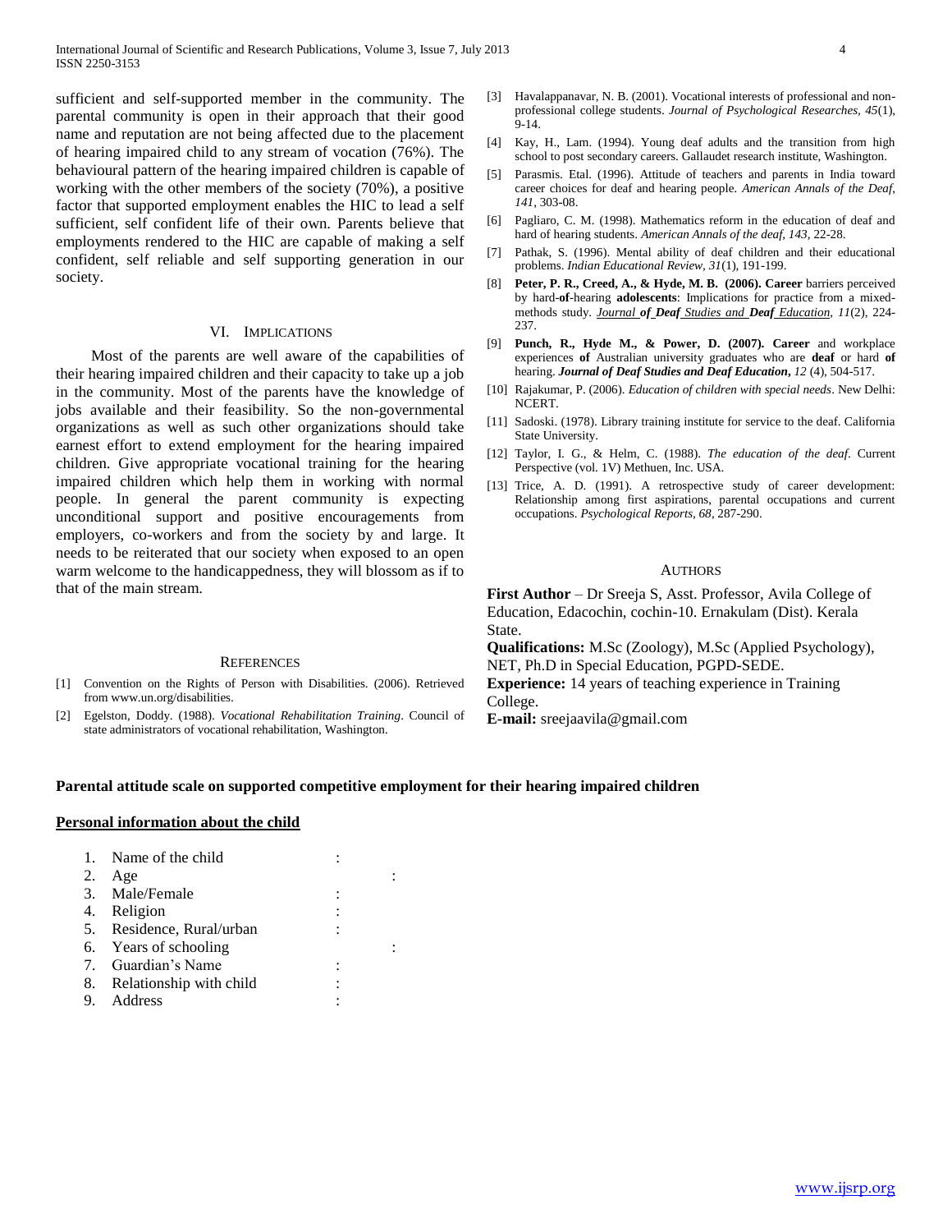sufficient and self-supported member in the community. The parental community is open in their approach that their good name and reputation are not being affected due to the placement of hearing impaired child to any stream of vocation (76%). The behavioural pattern of the hearing impaired children is capable of working with the other members of the society (70%), a positive factor that supported employment enables the HIC to lead a self sufficient, self confident life of their own. Parents believe that employments rendered to the HIC are capable of making a self confident, self reliable and self supporting generation in our society.

## VI. Implications

Most of the parents are well aware of the capabilities of their hearing impaired children and their capacity to take up a job in the community. Most of the parents have the knowledge of jobs available and their feasibility. So the non-governmental organizations as well as such other organizations should take earnest effort to extend employment for the hearing impaired children. Give appropriate vocational training for the hearing impaired children which help them in working with normal people. In general the parent community is expecting unconditional support and positive encouragements from employers, co-workers and from the society by and large. It needs to be reiterated that our society when exposed to an open warm welcome to the handicappedness, they will blossom as if to that of the main stream.

## References

[1] Convention on the Rights of Person with Disabilities. (2006). Retrieved from www.un.org/disabilities.

[2] Egelston, Doddy. (1988). *Vocational Rehabilitation Training*. Council of state administrators of vocational rehabilitation, Washington.

[3] Havalappanavar, N. B. (2001). Vocational interests of professional and non-professional college students. *Journal of Psychological Researches*, *45*(1), 9-14.

[4] Kay, H., Lam. (1994). Young deaf adults and the transition from high school to post secondary careers. Gallaudet research institute, Washington.

[5] Parasmis. Etal. (1996). Attitude of teachers and parents in India toward career choices for deaf and hearing people. *American Annals of the Deaf*, *141*, 303-08.

[6] Pagliaro, C. M. (1998). Mathematics reform in the education of deaf and hard of hearing students. *American Annals of the deaf*, *143*, 22-28.

[7] Pathak, S. (1996). Mental ability of deaf children and their educational problems. *Indian Educational Review*, *31*(1), 191-199.

[8] **Peter, P. R., Creed, A., & Hyde, M. B. (2006). Career** barriers perceived by hard-**of**-hearing **adolescents**: Implications for practice from a mixed-methods study. *Journal **of Deaf** Studies and **Deaf** Education*, *11*(2), 224-237.

[9] **Punch, R., Hyde M., & Power, D. (2007). Career** and workplace experiences **of** Australian university graduates who are **deaf** or hard **of** hearing. ***Journal of Deaf Studies and Deaf Education***, *12* (4), 504-517.

[10] Rajakumar, P. (2006). *Education of children with special needs*. New Delhi: NCERT.

[11] Sadoski. (1978). Library training institute for service to the deaf. California State University.

[12] Taylor, I. G., & Helm, C. (1988). *The education of the deaf*. Current Perspective (vol. 1V) Methuen, Inc. USA.

[13] Trice, A. D. (1991). A retrospective study of career development: Relationship among first aspirations, parental occupations and current occupations. *Psychological Reports*, *68*, 287-290.

## Authors

**First Author** – Dr Sreeja S, Asst. Professor, Avila College of Education, Edacochin, cochin-10. Ernakulam (Dist). Kerala State.

**Qualifications:** M.Sc (Zoology), M.Sc (Applied Psychology), NET, Ph.D in Special Education, PGPD-SEDE.

**Experience:** 14 years of teaching experience in Training College.

**E-mail:** sreejaavila@gmail.com

**Parental attitude scale on supported competitive employment for their hearing impaired children**

**<u>Personal information about the child</u>**

1. Name of the child :
2. Age :
3. Male/Female :
4. Religion :
5. Residence, Rural/urban :
6. Years of schooling :
7. Guardian's Name :
8. Relationship with child :
9. Address :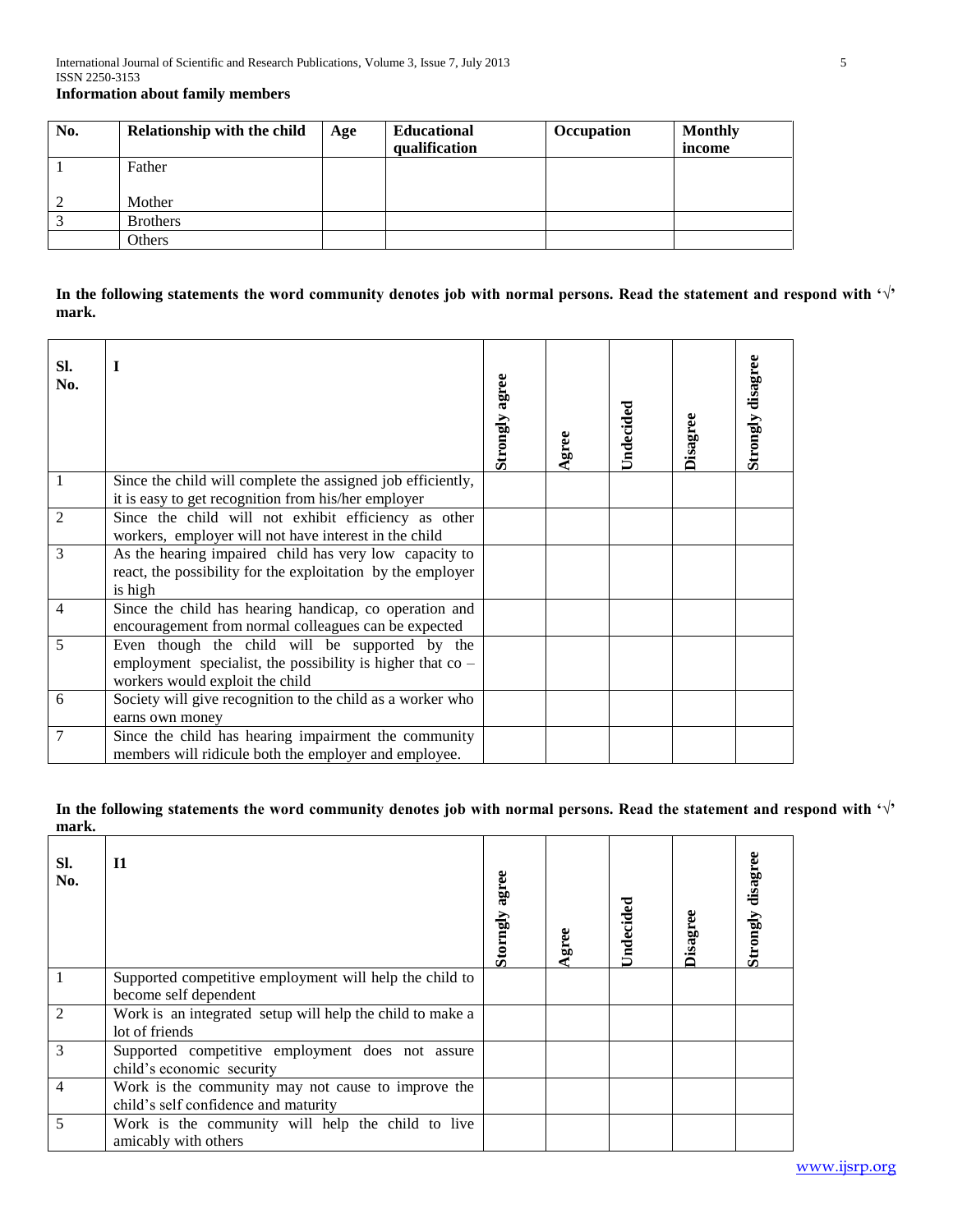**Information about family members**

| No. | Relationship with the child | Age | Educational qualification | Occupation | Monthly income |
|---|---|---|---|---|---|
| 1 | Father | | | | |
| 2 | Mother | | | | |
| 3 | Brothers | | | | |
| | Others | | | | |

**In the following statements the word community denotes job with normal persons. Read the statement and respond with '√' mark.**

| Sl. No. | I | Strongly agree | Agree | Undecided | Disagree | Strongly disagree |
|---|---|---|---|---|---|---|
| 1 | Since the child will complete the assigned job efficiently, it is easy to get recognition from his/her employer | | | | | |
| 2 | Since the child will not exhibit efficiency as other workers, employer will not have interest in the child | | | | | |
| 3 | As the hearing impaired child has very low capacity to react, the possibility for the exploitation by the employer is high | | | | | |
| 4 | Since the child has hearing handicap, co operation and encouragement from normal colleagues can be expected | | | | | |
| 5 | Even though the child will be supported by the employment specialist, the possibility is higher that co – workers would exploit the child | | | | | |
| 6 | Society will give recognition to the child as a worker who earns own money | | | | | |
| 7 | Since the child has hearing impairment the community members will ridicule both the employer and employee. | | | | | |

**In the following statements the word community denotes job with normal persons. Read the statement and respond with '√' mark.**

| Sl. No. | I1 | Storngly agree | Agree | Undecided | Disagree | Strongly disagree |
|---|---|---|---|---|---|---|
| 1 | Supported competitive employment will help the child to become self dependent | | | | | |
| 2 | Work is an integrated setup will help the child to make a lot of friends | | | | | |
| 3 | Supported competitive employment does not assure child's economic security | | | | | |
| 4 | Work is the community may not cause to improve the child's self confidence and maturity | | | | | |
| 5 | Work is the community will help the child to live amicably with others | | | | | |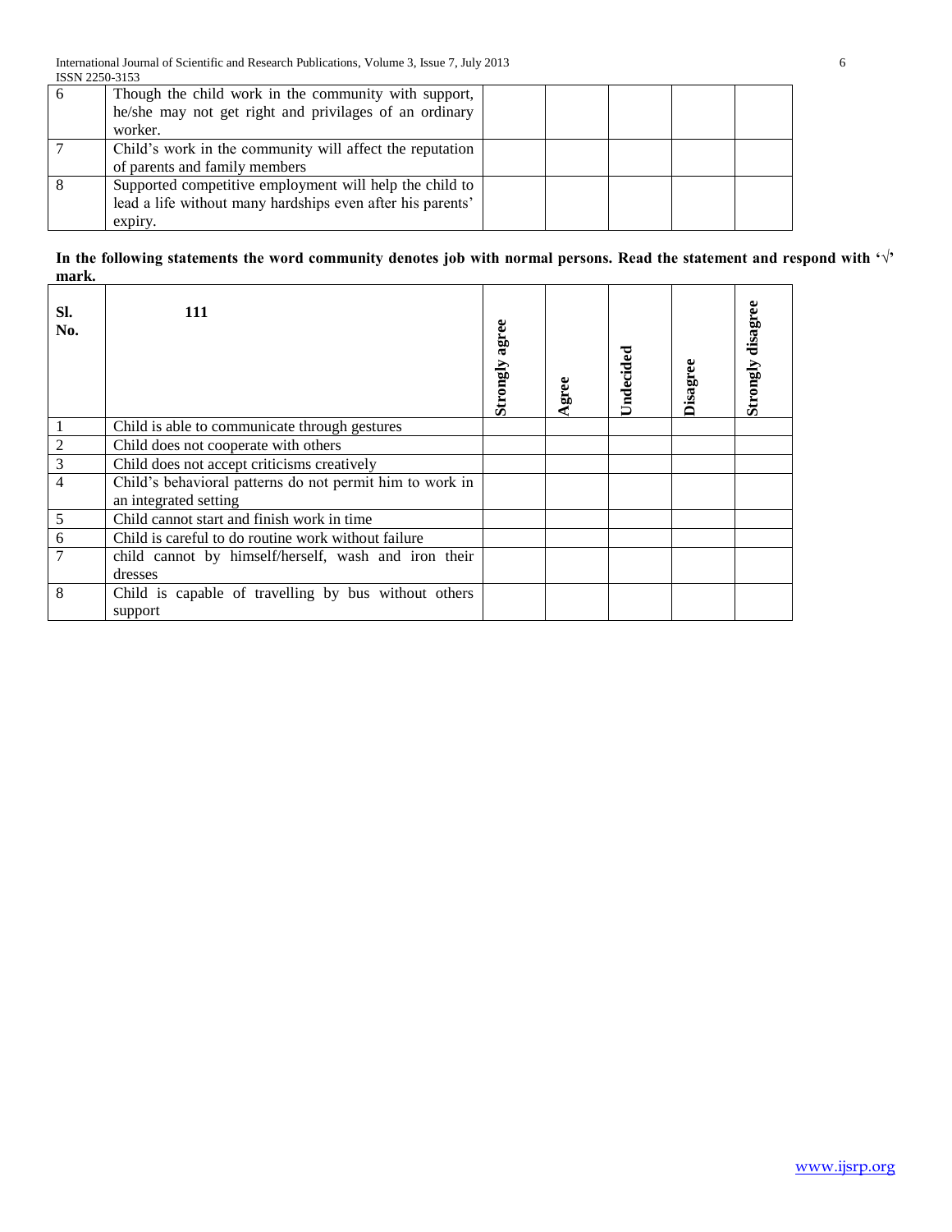| | | | | | | |
|---|---|---|---|---|---|---|
| 6 | Though the child work in the community with support, he/she may not get right and privilages of an ordinary worker. | | | | | |
| 7 | Child's work in the community will affect the reputation of parents and family members | | | | | |
| 8 | Supported competitive employment will help the child to lead a life without many hardships even after his parents' expiry. | | | | | |

**In the following statements the word community denotes job with normal persons. Read the statement and respond with '√' mark.**

| Sl. No. | 111 | Strongly agree | Agree | Undecided | Disagree | Strongly disagree |
|---|---|---|---|---|---|---|
| 1 | Child is able to communicate through gestures | | | | | |
| 2 | Child does not cooperate with others | | | | | |
| 3 | Child does not accept criticisms creatively | | | | | |
| 4 | Child's behavioral patterns do not permit him to work in an integrated setting | | | | | |
| 5 | Child cannot start and finish work in time | | | | | |
| 6 | Child is careful to do routine work without failure | | | | | |
| 7 | child cannot by himself/herself, wash and iron their dresses | | | | | |
| 8 | Child is capable of travelling by bus without others support | | | | | |